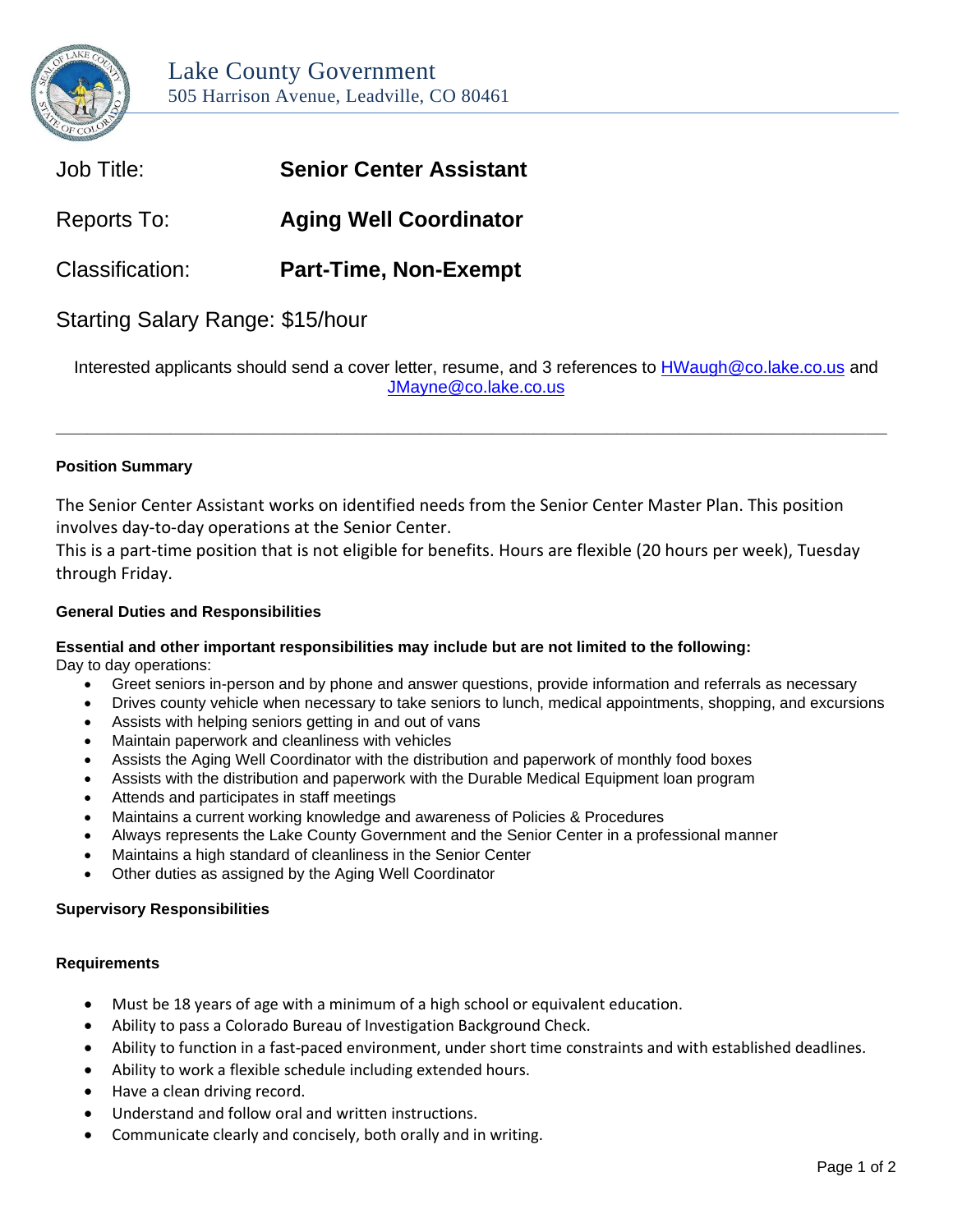Lake County Government
505 Harrison Avenue, Leadville, CO 80461

Job Title: **Senior Center Assistant**

Reports To: **Aging Well Coordinator**

Classification: **Part-Time, Non-Exempt**

Starting Salary Range: $15/hour

Interested applicants should send a cover letter, resume, and 3 references to HWaugh@co.lake.co.us and JMayne@co.lake.co.us

---

**Position Summary**

The Senior Center Assistant works on identified needs from the Senior Center Master Plan. This position involves day-to-day operations at the Senior Center.
This is a part-time position that is not eligible for benefits. Hours are flexible (20 hours per week), Tuesday through Friday.

**General Duties and Responsibilities**

**Essential and other important responsibilities may include but are not limited to the following:**
Day to day operations:

- Greet seniors in-person and by phone and answer questions, provide information and referrals as necessary
- Drives county vehicle when necessary to take seniors to lunch, medical appointments, shopping, and excursions
- Assists with helping seniors getting in and out of vans
- Maintain paperwork and cleanliness with vehicles
- Assists the Aging Well Coordinator with the distribution and paperwork of monthly food boxes
- Assists with the distribution and paperwork with the Durable Medical Equipment loan program
- Attends and participates in staff meetings
- Maintains a current working knowledge and awareness of Policies & Procedures
- Always represents the Lake County Government and the Senior Center in a professional manner
- Maintains a high standard of cleanliness in the Senior Center
- Other duties as assigned by the Aging Well Coordinator

**Supervisory Responsibilities**

**Requirements**

- Must be 18 years of age with a minimum of a high school or equivalent education.
- Ability to pass a Colorado Bureau of Investigation Background Check.
- Ability to function in a fast-paced environment, under short time constraints and with established deadlines.
- Ability to work a flexible schedule including extended hours.
- Have a clean driving record.
- Understand and follow oral and written instructions.
- Communicate clearly and concisely, both orally and in writing.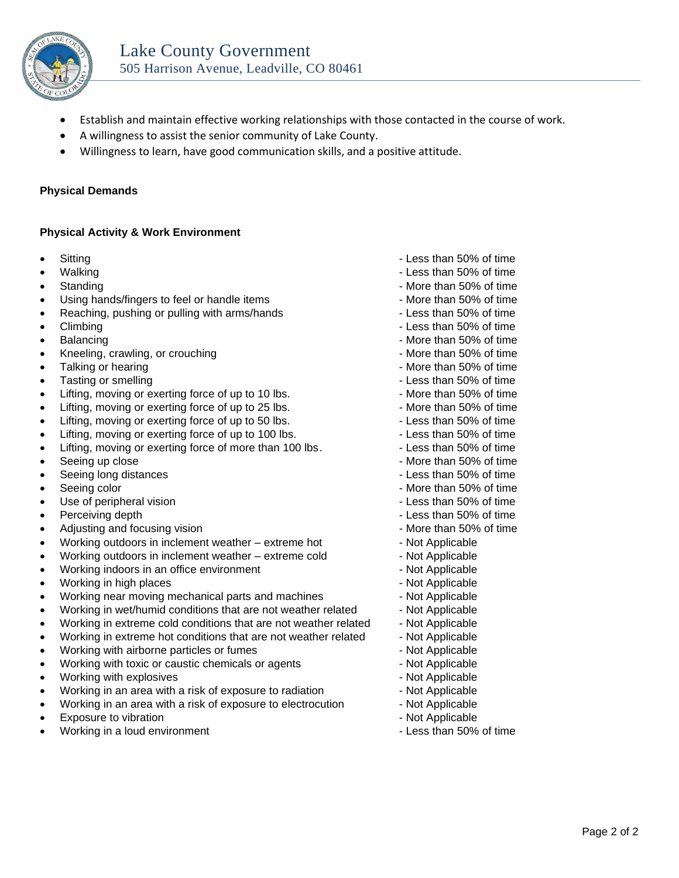- Establish and maintain effective working relationships with those contacted in the course of work.
- A willingness to assist the senior community of Lake County.
- Willingness to learn, have good communication skills, and a positive attitude.

**Physical Demands**

**Physical Activity & Work Environment**

- Sitting - Less than 50% of time
- Walking - Less than 50% of time
- Standing - More than 50% of time
- Using hands/fingers to feel or handle items - More than 50% of time
- Reaching, pushing or pulling with arms/hands - Less than 50% of time
- Climbing - Less than 50% of time
- Balancing - More than 50% of time
- Kneeling, crawling, or crouching - More than 50% of time
- Talking or hearing - More than 50% of time
- Tasting or smelling - Less than 50% of time
- Lifting, moving or exerting force of up to 10 lbs. - More than 50% of time
- Lifting, moving or exerting force of up to 25 lbs. - More than 50% of time
- Lifting, moving or exerting force of up to 50 lbs. - Less than 50% of time
- Lifting, moving or exerting force of up to 100 lbs. - Less than 50% of time
- Lifting, moving or exerting force of more than 100 lbs. - Less than 50% of time
- Seeing up close - More than 50% of time
- Seeing long distances - Less than 50% of time
- Seeing color - More than 50% of time
- Use of peripheral vision - Less than 50% of time
- Perceiving depth - Less than 50% of time
- Adjusting and focusing vision - More than 50% of time
- Working outdoors in inclement weather – extreme hot - Not Applicable
- Working outdoors in inclement weather – extreme cold - Not Applicable
- Working indoors in an office environment - Not Applicable
- Working in high places - Not Applicable
- Working near moving mechanical parts and machines - Not Applicable
- Working in wet/humid conditions that are not weather related - Not Applicable
- Working in extreme cold conditions that are not weather related - Not Applicable
- Working in extreme hot conditions that are not weather related - Not Applicable
- Working with airborne particles or fumes - Not Applicable
- Working with toxic or caustic chemicals or agents - Not Applicable
- Working with explosives - Not Applicable
- Working in an area with a risk of exposure to radiation - Not Applicable
- Working in an area with a risk of exposure to electrocution - Not Applicable
- Exposure to vibration - Not Applicable
- Working in a loud environment - Less than 50% of time